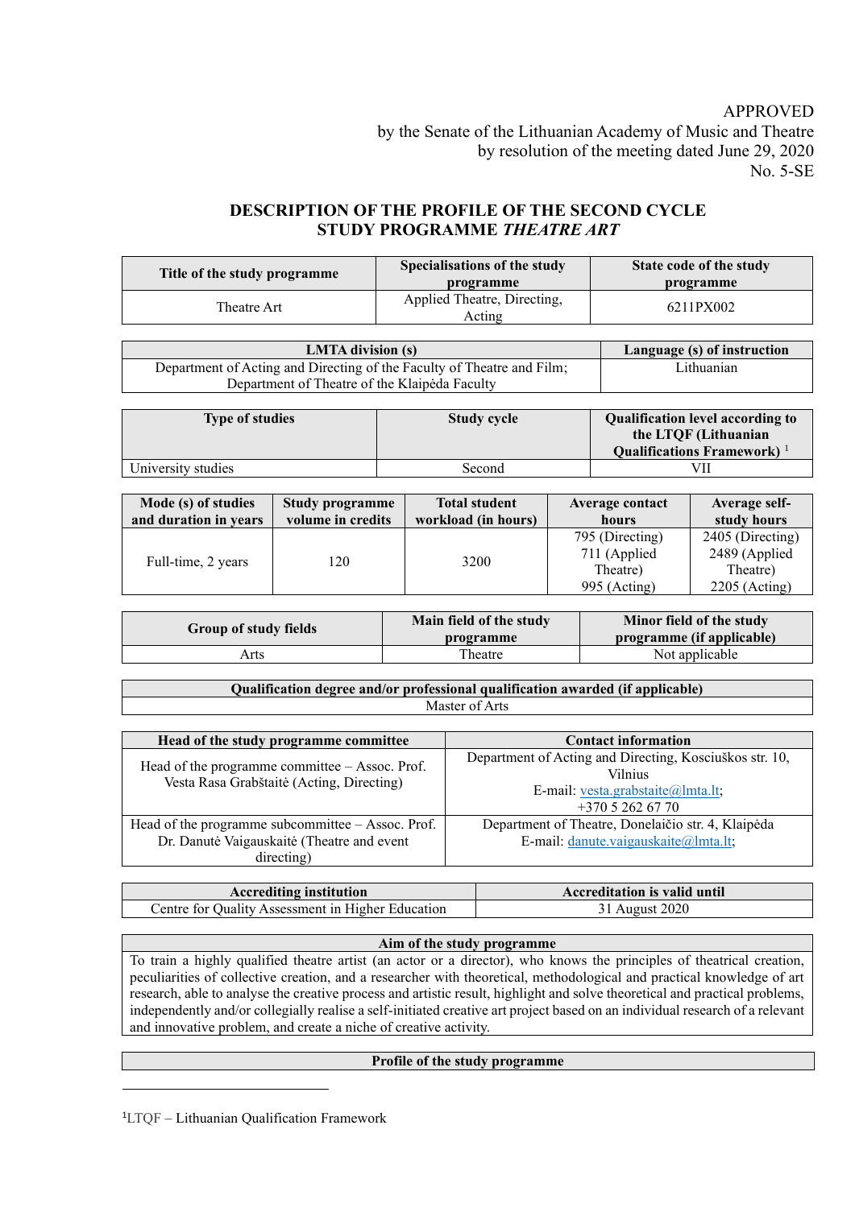APPROVED
by the Senate of the Lithuanian Academy of Music and Theatre
by resolution of the meeting dated June 29, 2020
No. 5-SE

# DESCRIPTION OF THE PROFILE OF THE SECOND CYCLE STUDY PROGRAMME *THEATRE ART*

| Title of the study programme | Specialisations of the study programme | State code of the study programme |
|---|---|---|
| Theatre Art | Applied Theatre, Directing, Acting | 6211PX002 |

| LMTA division (s) | Language (s) of instruction |
|---|---|
| Department of Acting and Directing of the Faculty of Theatre and Film; Department of Theatre of the Klaipėda Faculty | Lithuanian |

| Type of studies | Study cycle | Qualification level according to the LTQF (Lithuanian Qualifications Framework) [1] |
|---|---|---|
| University studies | Second | VII |

| Mode (s) of studies and duration in years | Study programme volume in credits | Total student workload (in hours) | Average contact hours | Average self-study hours |
|---|---|---|---|---|
| Full-time, 2 years | 120 | 3200 | 795 (Directing) 711 (Applied Theatre) 995 (Acting) | 2405 (Directing) 2489 (Applied Theatre) 2205 (Acting) |

| Group of study fields | Main field of the study programme | Minor field of the study programme (if applicable) |
|---|---|---|
| Arts | Theatre | Not applicable |

| Qualification degree and/or professional qualification awarded (if applicable) |
|---|
| Master of Arts |

| Head of the study programme committee | Contact information |
|---|---|
| Head of the programme committee – Assoc. Prof. Vesta Rasa Grabštaitė (Acting, Directing) | Department of Acting and Directing, Kosciuškos str. 10, Vilnius E-mail: vesta.grabstaite@lmta.lt; +370 5 262 67 70 |
| Head of the programme subcommittee – Assoc. Prof. Dr. Danutė Vaigauskaitė (Theatre and event directing) | Department of Theatre, Donelaičio str. 4, Klaipėda E-mail: danute.vaigauskaite@lmta.lt; |

| Accrediting institution | Accreditation is valid until |
|---|---|
| Centre for Quality Assessment in Higher Education | 31 August 2020 |

| Aim of the study programme |
|---|
| To train a highly qualified theatre artist (an actor or a director), who knows the principles of theatrical creation, peculiarities of collective creation, and a researcher with theoretical, methodological and practical knowledge of art research, able to analyse the creative process and artistic result, highlight and solve theoretical and practical problems, independently and/or collegially realise a self-initiated creative art project based on an individual research of a relevant and innovative problem, and create a niche of creative activity. |

| Profile of the study programme |
|---|

[1]LTQF – Lithuanian Qualification Framework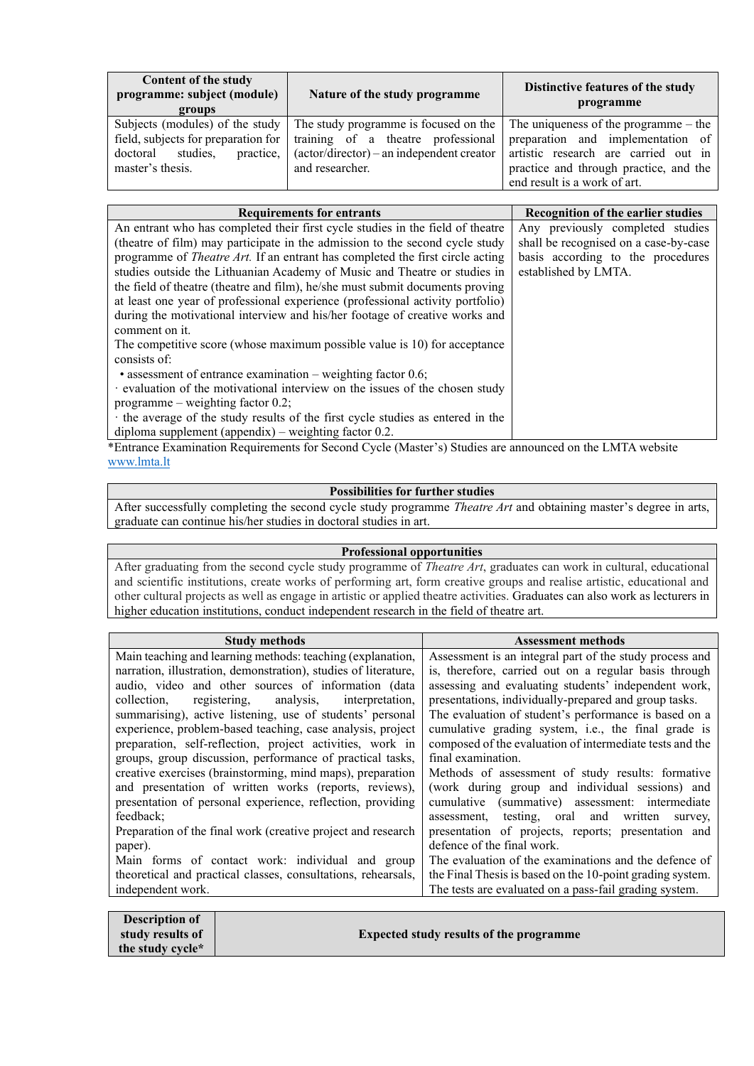| Content of the study programme: subject (module) groups | Nature of the study programme | Distinctive features of the study programme |
|---|---|---|
| Subjects (modules) of the study field, subjects for preparation for doctoral studies, practice, master's thesis. | The study programme is focused on the training of a theatre professional (actor/director) – an independent creator and researcher. | The uniqueness of the programme – the preparation and implementation of artistic research are carried out in practice and through practice, and the end result is a work of art. |

| Requirements for entrants | Recognition of the earlier studies |
|---|---|
| An entrant who has completed their first cycle studies in the field of theatre (theatre of film) may participate in the admission to the second cycle study programme of *Theatre Art.* If an entrant has completed the first circle acting studies outside the Lithuanian Academy of Music and Theatre or studies in the field of theatre (theatre and film), he/she must submit documents proving at least one year of professional experience (professional activity portfolio) during the motivational interview and his/her footage of creative works and comment on it.<br>The competitive score (whose maximum possible value is 10) for acceptance consists of:<br>• assessment of entrance examination – weighting factor 0.6;<br>· evaluation of the motivational interview on the issues of the chosen study programme – weighting factor 0.2;<br>· the average of the study results of the first cycle studies as entered in the diploma supplement (appendix) – weighting factor 0.2. | Any previously completed studies shall be recognised on a case-by-case basis according to the procedures established by LMTA. |

*Entrance Examination Requirements for Second Cycle (Master's) Studies are announced on the LMTA website www.lmta.lt

| Possibilities for further studies |
|---|
| After successfully completing the second cycle study programme *Theatre Art* and obtaining master's degree in arts, graduate can continue his/her studies in doctoral studies in art. |

| Professional opportunities |
|---|
| After graduating from the second cycle study programme of *Theatre Art*, graduates can work in cultural, educational and scientific institutions, create works of performing art, form creative groups and realise artistic, educational and other cultural projects as well as engage in artistic or applied theatre activities. Graduates can also work as lecturers in higher education institutions, conduct independent research in the field of theatre art. |

| Study methods | Assessment methods |
|---|---|
| Main teaching and learning methods: teaching (explanation, narration, illustration, demonstration), studies of literature, audio, video and other sources of information (data collection, registering, analysis, interpretation, summarising), active listening, use of students' personal experience, problem-based teaching, case analysis, project preparation, self-reflection, project activities, work in groups, group discussion, performance of practical tasks, creative exercises (brainstorming, mind maps), preparation and presentation of written works (reports, reviews), presentation of personal experience, reflection, providing feedback;<br>Preparation of the final work (creative project and research paper).<br>Main forms of contact work: individual and group theoretical and practical classes, consultations, rehearsals, independent work. | Assessment is an integral part of the study process and is, therefore, carried out on a regular basis through assessing and evaluating students' independent work, presentations, individually-prepared and group tasks.<br>The evaluation of student's performance is based on a cumulative grading system, i.e., the final grade is composed of the evaluation of intermediate tests and the final examination.<br>Methods of assessment of study results: formative (work during group and individual sessions) and cumulative (summative) assessment: intermediate assessment, testing, oral and written survey, presentation of projects, reports; presentation and defence of the final work.<br>The evaluation of the examinations and the defence of the Final Thesis is based on the 10-point grading system. The tests are evaluated on a pass-fail grading system. |

| Description of study results of the study cycle* | Expected study results of the programme |
|---|---|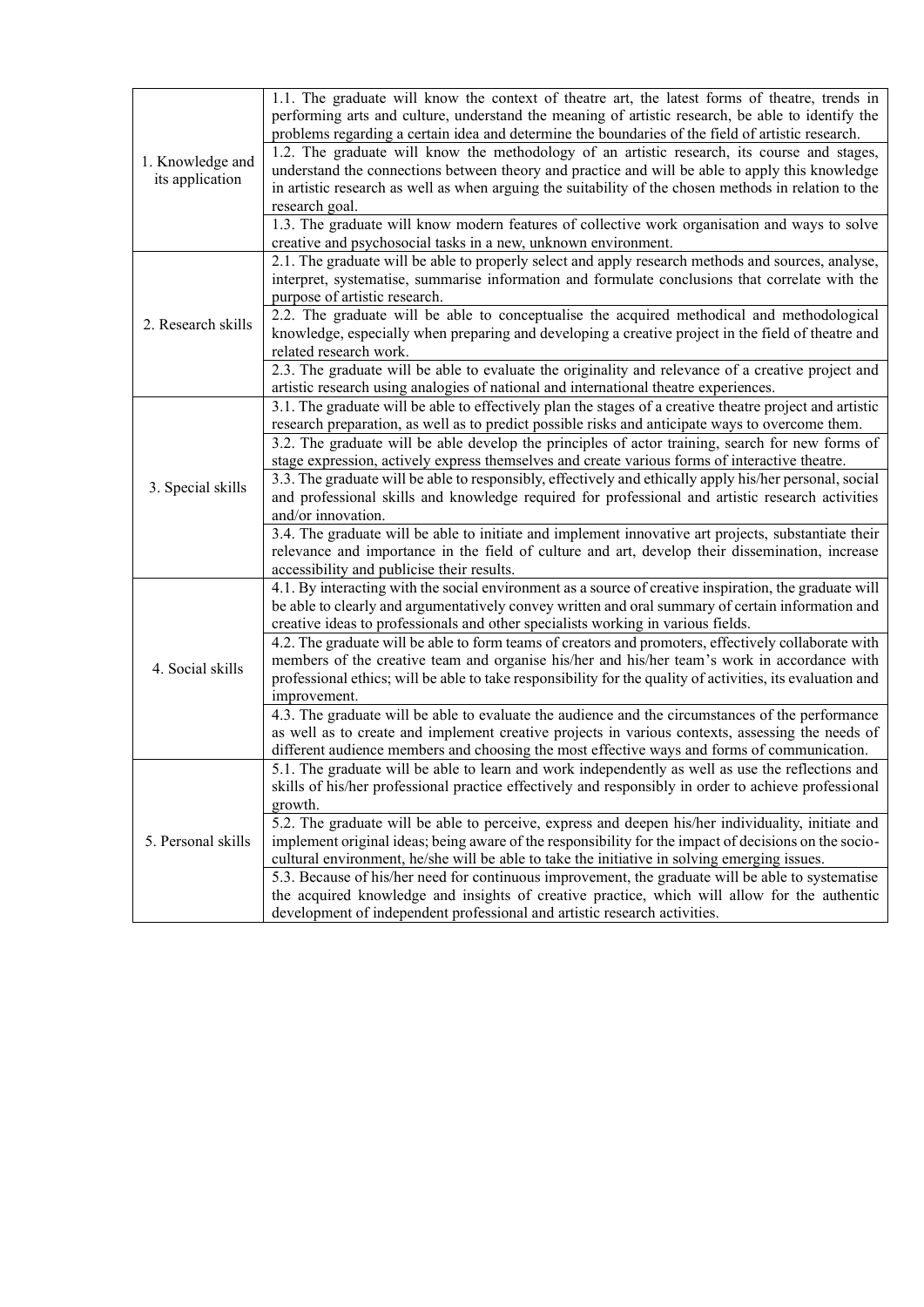| | |
|---|---|
| 1. Knowledge and its application | 1.1. The graduate will know the context of theatre art, the latest forms of theatre, trends in performing arts and culture, understand the meaning of artistic research, be able to identify the problems regarding a certain idea and determine the boundaries of the field of artistic research. |
| | 1.2. The graduate will know the methodology of an artistic research, its course and stages, understand the connections between theory and practice and will be able to apply this knowledge in artistic research as well as when arguing the suitability of the chosen methods in relation to the research goal. |
| | 1.3. The graduate will know modern features of collective work organisation and ways to solve creative and psychosocial tasks in a new, unknown environment. |
| 2. Research skills | 2.1. The graduate will be able to properly select and apply research methods and sources, analyse, interpret, systematise, summarise information and formulate conclusions that correlate with the purpose of artistic research. |
| | 2.2. The graduate will be able to conceptualise the acquired methodical and methodological knowledge, especially when preparing and developing a creative project in the field of theatre and related research work. |
| | 2.3. The graduate will be able to evaluate the originality and relevance of a creative project and artistic research using analogies of national and international theatre experiences. |
| 3. Special skills | 3.1. The graduate will be able to effectively plan the stages of a creative theatre project and artistic research preparation, as well as to predict possible risks and anticipate ways to overcome them. |
| | 3.2. The graduate will be able develop the principles of actor training, search for new forms of stage expression, actively express themselves and create various forms of interactive theatre. |
| | 3.3. The graduate will be able to responsibly, effectively and ethically apply his/her personal, social and professional skills and knowledge required for professional and artistic research activities and/or innovation. |
| | 3.4. The graduate will be able to initiate and implement innovative art projects, substantiate their relevance and importance in the field of culture and art, develop their dissemination, increase accessibility and publicise their results. |
| 4. Social skills | 4.1. By interacting with the social environment as a source of creative inspiration, the graduate will be able to clearly and argumentatively convey written and oral summary of certain information and creative ideas to professionals and other specialists working in various fields. |
| | 4.2. The graduate will be able to form teams of creators and promoters, effectively collaborate with members of the creative team and organise his/her and his/her team's work in accordance with professional ethics; will be able to take responsibility for the quality of activities, its evaluation and improvement. |
| | 4.3. The graduate will be able to evaluate the audience and the circumstances of the performance as well as to create and implement creative projects in various contexts, assessing the needs of different audience members and choosing the most effective ways and forms of communication. |
| 5. Personal skills | 5.1. The graduate will be able to learn and work independently as well as use the reflections and skills of his/her professional practice effectively and responsibly in order to achieve professional growth. |
| | 5.2. The graduate will be able to perceive, express and deepen his/her individuality, initiate and implement original ideas; being aware of the responsibility for the impact of decisions on the socio-cultural environment, he/she will be able to take the initiative in solving emerging issues. |
| | 5.3. Because of his/her need for continuous improvement, the graduate will be able to systematise the acquired knowledge and insights of creative practice, which will allow for the authentic development of independent professional and artistic research activities. |